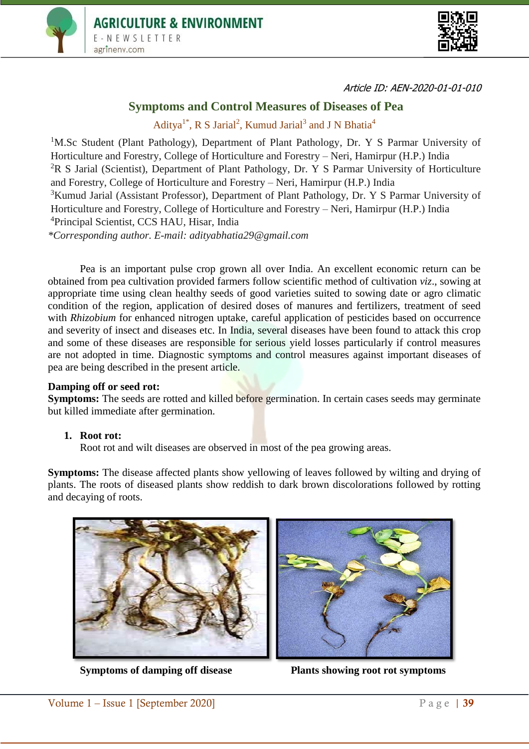Article ID: AEN-2020-01-01-010

# Symptoms and Control Measures of Diseases of Pea

Aditya[1*], R S Jarial[2], Kumud Jarial[3] and J N Bhatia[4]

[1]M.Sc Student (Plant Pathology), Department of Plant Pathology, Dr. Y S Parmar University of Horticulture and Forestry, College of Horticulture and Forestry – Neri, Hamirpur (H.P.) India
[2]R S Jarial (Scientist), Department of Plant Pathology, Dr. Y S Parmar University of Horticulture and Forestry, College of Horticulture and Forestry – Neri, Hamirpur (H.P.) India
[3]Kumud Jarial (Assistant Professor), Department of Plant Pathology, Dr. Y S Parmar University of Horticulture and Forestry, College of Horticulture and Forestry – Neri, Hamirpur (H.P.) India
[4]Principal Scientist, CCS HAU, Hisar, India
*\*Corresponding author. E-mail: adityabhatia29@gmail.com*

Pea is an important pulse crop grown all over India. An excellent economic return can be obtained from pea cultivation provided farmers follow scientific method of cultivation *viz*., sowing at appropriate time using clean healthy seeds of good varieties suited to sowing date or agro climatic condition of the region, application of desired doses of manures and fertilizers, treatment of seed with *Rhizobium* for enhanced nitrogen uptake, careful application of pesticides based on occurrence and severity of insect and diseases etc. In India, several diseases have been found to attack this crop and some of these diseases are responsible for serious yield losses particularly if control measures are not adopted in time. Diagnostic symptoms and control measures against important diseases of pea are being described in the present article.

**Damping off or seed rot:**
**Symptoms:** The seeds are rotted and killed before germination. In certain cases seeds may germinate but killed immediate after germination.

1. **Root rot:**
   Root rot and wilt diseases are observed in most of the pea growing areas.

**Symptoms:** The disease affected plants show yellowing of leaves followed by wilting and drying of plants. The roots of diseased plants show reddish to dark brown discolorations followed by rotting and decaying of roots.

**Symptoms of damping off disease**

**Plants showing root rot symptoms**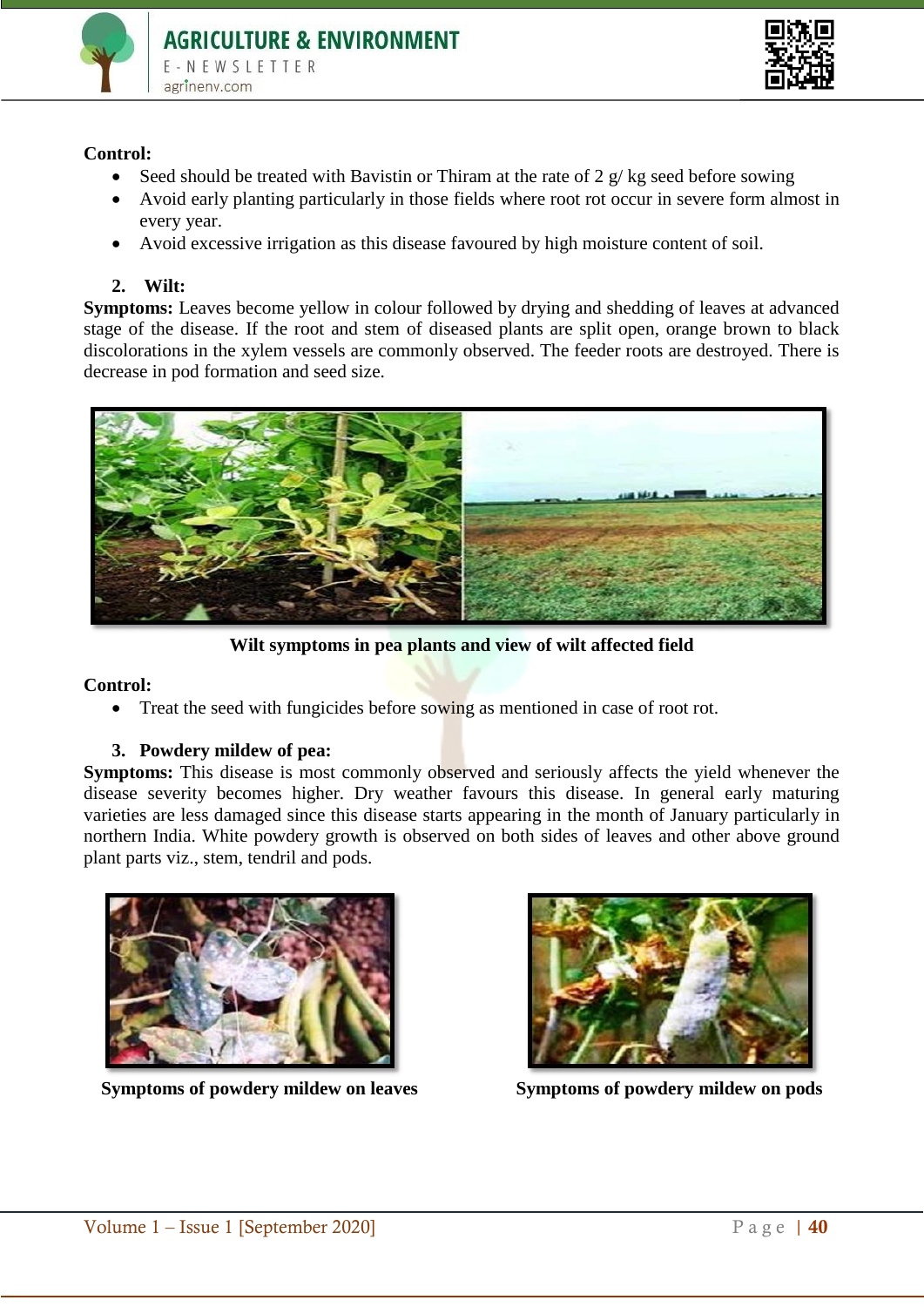**Control:**

- Seed should be treated with Bavistin or Thiram at the rate of 2 g/ kg seed before sowing
- Avoid early planting particularly in those fields where root rot occur in severe form almost in every year.
- Avoid excessive irrigation as this disease favoured by high moisture content of soil.

**2. Wilt:**

**Symptoms:** Leaves become yellow in colour followed by drying and shedding of leaves at advanced stage of the disease. If the root and stem of diseased plants are split open, orange brown to black discolorations in the xylem vessels are commonly observed. The feeder roots are destroyed. There is decrease in pod formation and seed size.

**Wilt symptoms in pea plants and view of wilt affected field**

**Control:**

- Treat the seed with fungicides before sowing as mentioned in case of root rot.

**3. Powdery mildew of pea:**

**Symptoms:** This disease is most commonly observed and seriously affects the yield whenever the disease severity becomes higher. Dry weather favours this disease. In general early maturing varieties are less damaged since this disease starts appearing in the month of January particularly in northern India. White powdery growth is observed on both sides of leaves and other above ground plant parts viz., stem, tendril and pods.

**Symptoms of powdery mildew on leaves**

**Symptoms of powdery mildew on pods**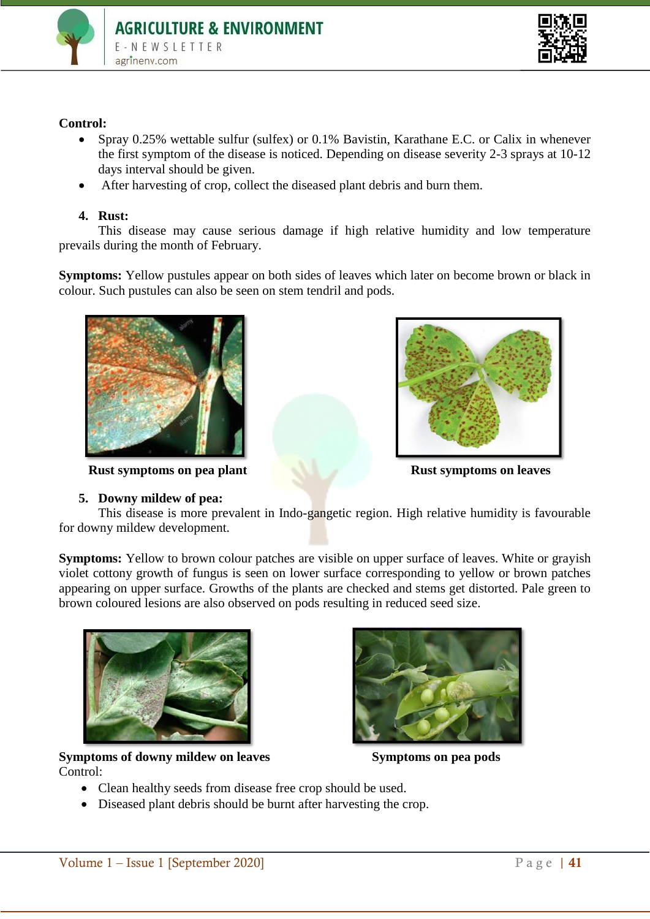**Control:**

- Spray 0.25% wettable sulfur (sulfex) or 0.1% Bavistin, Karathane E.C. or Calix in whenever the first symptom of the disease is noticed. Depending on disease severity 2-3 sprays at 10-12 days interval should be given.
- After harvesting of crop, collect the diseased plant debris and burn them.

4. **Rust:**

This disease may cause serious damage if high relative humidity and low temperature prevails during the month of February.

**Symptoms:** Yellow pustules appear on both sides of leaves which later on become brown or black in colour. Such pustules can also be seen on stem tendril and pods.

**Rust symptoms on pea plant**

**Rust symptoms on leaves**

5. **Downy mildew of pea:**

This disease is more prevalent in Indo-gangetic region. High relative humidity is favourable for downy mildew development.

**Symptoms:** Yellow to brown colour patches are visible on upper surface of leaves. White or grayish violet cottony growth of fungus is seen on lower surface corresponding to yellow or brown patches appearing on upper surface. Growths of the plants are checked and stems get distorted. Pale green to brown coloured lesions are also observed on pods resulting in reduced seed size.

**Symptoms of downy mildew on leaves**

**Symptoms on pea pods**

Control:

- Clean healthy seeds from disease free crop should be used.
- Diseased plant debris should be burnt after harvesting the crop.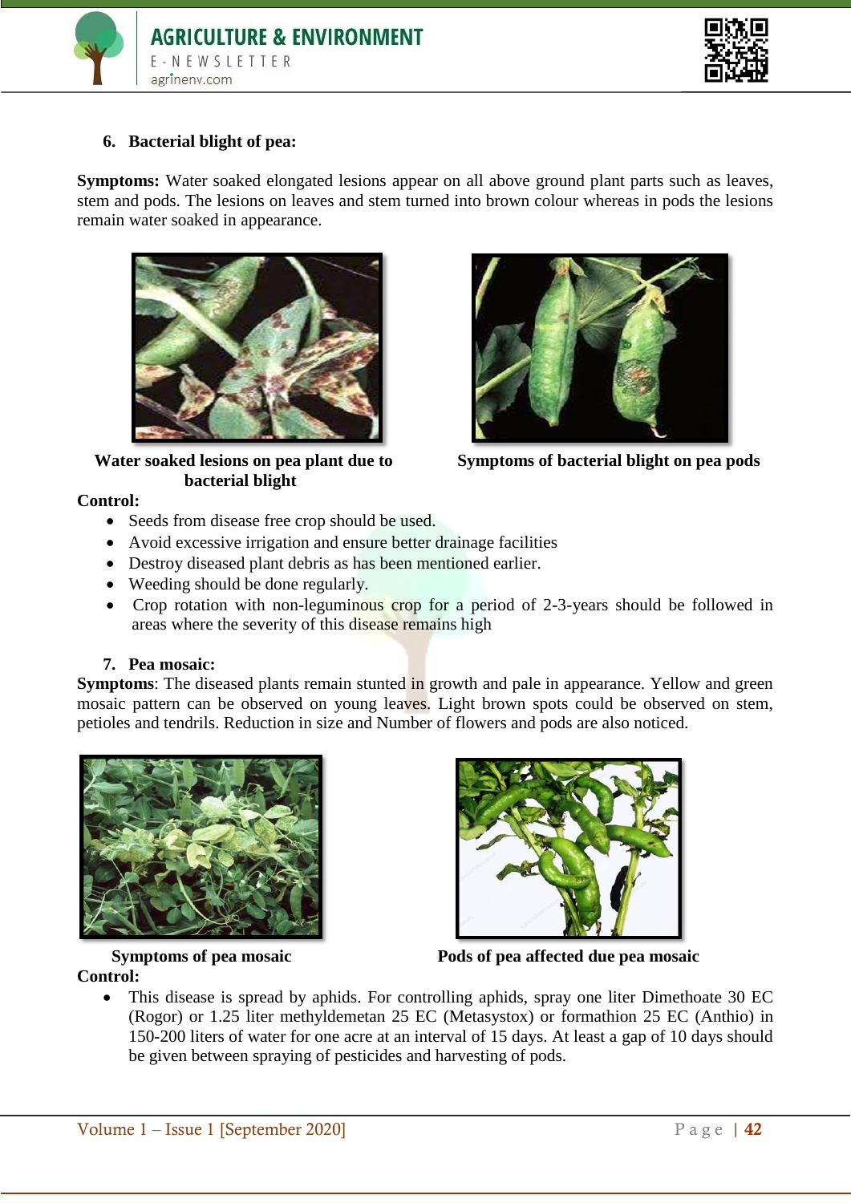### 6. Bacterial blight of pea:

**Symptoms:** Water soaked elongated lesions appear on all above ground plant parts such as leaves, stem and pods. The lesions on leaves and stem turned into brown colour whereas in pods the lesions remain water soaked in appearance.

**Water soaked lesions on pea plant due to bacterial blight**

**Symptoms of bacterial blight on pea pods**

**Control:**

- Seeds from disease free crop should be used.
- Avoid excessive irrigation and ensure better drainage facilities
- Destroy diseased plant debris as has been mentioned earlier.
- Weeding should be done regularly.
- Crop rotation with non-leguminous crop for a period of 2-3-years should be followed in areas where the severity of this disease remains high

### 7. Pea mosaic:

**Symptoms**: The diseased plants remain stunted in growth and pale in appearance. Yellow and green mosaic pattern can be observed on young leaves. Light brown spots could be observed on stem, petioles and tendrils. Reduction in size and Number of flowers and pods are also noticed.

**Symptoms of pea mosaic**

**Pods of pea affected due pea mosaic**

**Control:**

- This disease is spread by aphids. For controlling aphids, spray one liter Dimethoate 30 EC (Rogor) or 1.25 liter methyldemetan 25 EC (Metasystox) or formathion 25 EC (Anthio) in 150-200 liters of water for one acre at an interval of 15 days. At least a gap of 10 days should be given between spraying of pesticides and harvesting of pods.